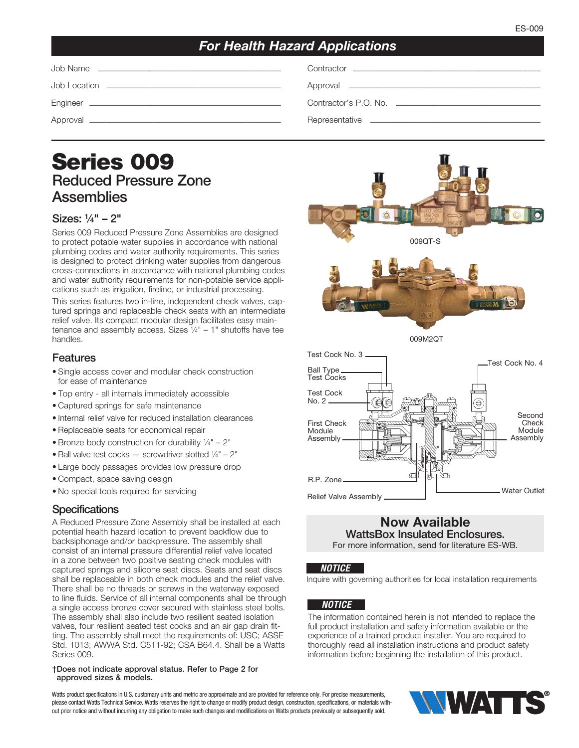## *For Health Hazard Applications*

| | | | |
|---|---|---|---|
| Job Name | | Contractor | |
| Job Location | | Approval | |
| Engineer | | Contractor's P.O. No. | |
| Approval | | Representative | |

# Series 009

## Reduced Pressure Zone Assemblies

### Sizes: ¼" – 2"

Series 009 Reduced Pressure Zone Assemblies are designed to protect potable water supplies in accordance with national plumbing codes and water authority requirements. This series is designed to protect drinking water supplies from dangerous cross-connections in accordance with national plumbing codes and water authority requirements for non-potable service applications such as irrigation, fireline, or industrial processing.

This series features two in-line, independent check valves, captured springs and replaceable check seats with an intermediate relief valve. Its compact modular design facilitates easy maintenance and assembly access. Sizes ¼" – 1" shutoffs have tee handles.

009QT-S

009M2QT

Test Cock No. 3

Ball Type Test Cocks

Test Cock No. 2

First Check Module Assembly

R.P. Zone

Relief Valve Assembly

Test Cock No. 4

Second Check Module Assembly

Water Outlet

## Features

- Single access cover and modular check construction for ease of maintenance
- Top entry - all internals immediately accessible
- Captured springs for safe maintenance
- Internal relief valve for reduced installation clearances
- Replaceable seats for economical repair
- Bronze body construction for durability ¼" – 2"
- Ball valve test cocks — screwdriver slotted ¼" – 2"
- Large body passages provides low pressure drop
- Compact, space saving design
- No special tools required for servicing

## Specifications

A Reduced Pressure Zone Assembly shall be installed at each potential health hazard location to prevent backflow due to backsiphonage and/or backpressure. The assembly shall consist of an internal pressure differential relief valve located in a zone between two positive seating check modules with captured springs and silicone seat discs. Seats and seat discs shall be replaceable in both check modules and the relief valve. There shall be no threads or screws in the waterway exposed to line fluids. Service of all internal components shall be through a single access bronze cover secured with stainless steel bolts. The assembly shall also include two resilient seated isolation valves, four resilient seated test cocks and an air gap drain fitting. The assembly shall meet the requirements of: USC; ASSE Std. 1013; AWWA Std. C511-92; CSA B64.4. Shall be a Watts Series 009.

**†Does not indicate approval status. Refer to Page 2 for approved sizes & models.**

**Now Available**
**WattsBox Insulated Enclosures.**
For more information, send for literature ES-WB.

***NOTICE***

Inquire with governing authorities for local installation requirements

***NOTICE***

The information contained herein is not intended to replace the full product installation and safety information available or the experience of a trained product installer. You are required to thoroughly read all installation instructions and product safety information before beginning the installation of this product.

Watts product specifications in U.S. customary units and metric are approximate and are provided for reference only. For precise measurements, please contact Watts Technical Service. Watts reserves the right to change or modify product design, construction, specifications, or materials without prior notice and without incurring any obligation to make such changes and modifications on Watts products previously or subsequently sold.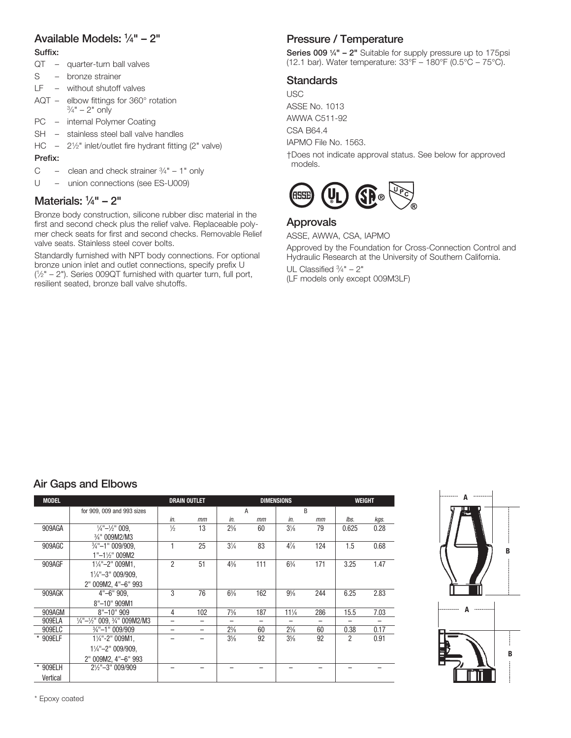## Available Models: ¼" – 2"

**Suffix:**

- QT – quarter-turn ball valves
- S – bronze strainer
- LF – without shutoff valves
- AQT – elbow fittings for 360° rotation ¾" – 2" only
- PC – internal Polymer Coating
- SH – stainless steel ball valve handles
- HC – 2½" inlet/outlet fire hydrant fitting (2" valve)

**Prefix:**

- C – clean and check strainer ¾" – 1" only
- U – union connections (see ES-U009)

## Materials: ¼" – 2"

Bronze body construction, silicone rubber disc material in the first and second check plus the relief valve. Replaceable polymer check seats for first and second checks. Removable Relief valve seats. Stainless steel cover bolts.

Standardly furnished with NPT body connections. For optional bronze union inlet and outlet connections, specify prefix U (½" – 2"). Series 009QT furnished with quarter turn, full port, resilient seated, bronze ball valve shutoffs.

## Pressure / Temperature

**Series 009 ¼" – 2"** Suitable for supply pressure up to 175psi (12.1 bar). Water temperature: 33°F – 180°F (0.5°C – 75°C).

## Standards

USC

ASSE No. 1013

AWWA C511-92

CSA B64.4

IAPMO File No. 1563.

†Does not indicate approval status. See below for approved models.

## Approvals

ASSE, AWWA, CSA, IAPMO

Approved by the Foundation for Cross-Connection Control and Hydraulic Research at the University of Southern California.

UL Classified ¾" – 2"
(LF models only except 009M3LF)

## Air Gaps and Elbows

| MODEL | | DRAIN OUTLET | | DIMENSIONS | | | | WEIGHT | |
|---|---|---|---|---|---|---|---|---|---|
| | for 909, 009 and 993 sizes | | | A | | B | | | |
| | | in. | mm | in. | mm | in. | mm | lbs. | kgs. |
| 909AGA | ¼"–½" 009, ¾" 009M2/M3 | ½ | 13 | 2⅜ | 60 | 3⅛ | 79 | 0.625 | 0.28 |
| 909AGC | ¾"–1" 009/909, 1"–1½" 009M2 | 1 | 25 | 3¼ | 83 | 4⅞ | 124 | 1.5 | 0.68 |
| 909AGF | 1¼"–2" 009M1, 1¼"–3" 009/909, 2" 009M2, 4"–6" 993 | 2 | 51 | 4⅜ | 111 | 6¾ | 171 | 3.25 | 1.47 |
| 909AGK | 4"–6" 909, 8"–10" 909M1 | 3 | 76 | 6⅜ | 162 | 9⅝ | 244 | 6.25 | 2.83 |
| 909AGM | 8"–10" 909 | 4 | 102 | 7⅜ | 187 | 11¼ | 286 | 15.5 | 7.03 |
| 909ELA | ¼"–½" 009, ¾" 009M2/M3 | – | – | – | – | – | – | – | – |
| 909ELC | ¾"–1" 009/909 | – | – | 2⅜ | 60 | 2⅜ | 60 | 0.38 | 0.17 |
| * 909ELF | 1¼"-2" 009M1, 1¼"–2" 009/909, 2" 009M2, 4"–6" 993 | – | – | 3⅝ | 92 | 3⅝ | 92 | 2 | 0.91 |
| * 909ELH Vertical | 2½"–3" 009/909 | – | – | – | – | – | – | – | – |

\* Epoxy coated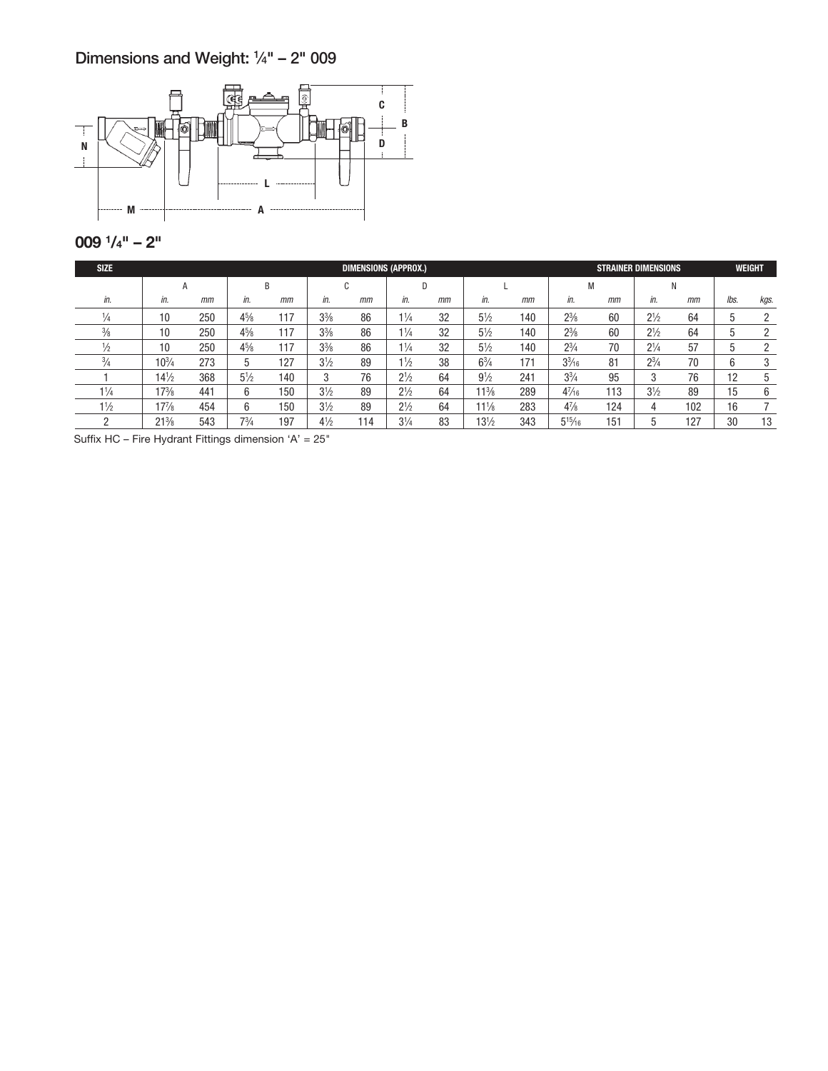## Dimensions and Weight: ¼" – 2" 009

## 009 ¼" – 2"

| SIZE | DIMENSIONS (APPROX.) | | | | | | | | | | STRAINER DIMENSIONS | | | | WEIGHT | |
|---|---|---|---|---|---|---|---|---|---|---|---|---|---|---|---|---|
| | A | | B | | C | | D | | L | | M | | N | | | |
| *in.* | *in.* | *mm* | *in.* | *mm* | *in.* | *mm* | *in.* | *mm* | *in.* | *mm* | *in.* | *mm* | *in.* | *mm* | *lbs.* | *kgs.* |
| ¼ | 10 | 250 | 4⅝ | 117 | 3⅜ | 86 | 1¼ | 32 | 5½ | 140 | 2⅜ | 60 | 2½ | 64 | 5 | 2 |
| ⅜ | 10 | 250 | 4⅝ | 117 | 3⅜ | 86 | 1¼ | 32 | 5½ | 140 | 2⅜ | 60 | 2½ | 64 | 5 | 2 |
| ½ | 10 | 250 | 4⅝ | 117 | 3⅜ | 86 | 1¼ | 32 | 5½ | 140 | 2¾ | 70 | 2¼ | 57 | 5 | 2 |
| ¾ | 10¾ | 273 | 5 | 127 | 3½ | 89 | 1½ | 38 | 6¾ | 171 | 3³⁄₁₆ | 81 | 2¾ | 70 | 6 | 3 |
| 1 | 14½ | 368 | 5½ | 140 | 3 | 76 | 2½ | 64 | 9½ | 241 | 3¾ | 95 | 3 | 76 | 12 | 5 |
| 1¼ | 17⅜ | 441 | 6 | 150 | 3½ | 89 | 2½ | 64 | 11⅜ | 289 | 4⁷⁄₁₆ | 113 | 3½ | 89 | 15 | 6 |
| 1½ | 17⅞ | 454 | 6 | 150 | 3½ | 89 | 2½ | 64 | 11⅛ | 283 | 4⅞ | 124 | 4 | 102 | 16 | 7 |
| 2 | 21⅜ | 543 | 7¾ | 197 | 4½ | 114 | 3¼ | 83 | 13½ | 343 | 5¹⁵⁄₁₆ | 151 | 5 | 127 | 30 | 13 |

Suffix HC – Fire Hydrant Fittings dimension 'A' = 25"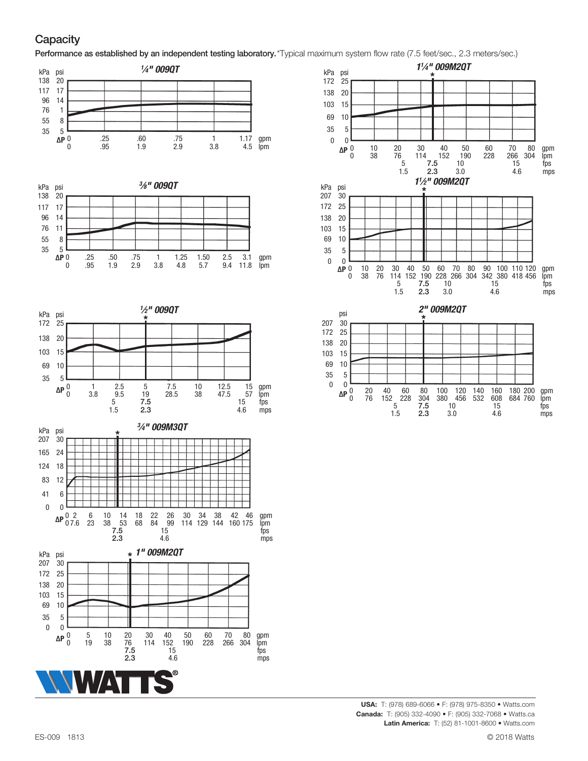## Capacity

**Performance as established by an independent testing laboratory.** *Typical maximum system flow rate (7.5 feet/sec., 2.3 meters/sec.)

***¼" 009QT***

kPa psi
138 20
117 17
96 14
76 1
55 8
35 5
ΔP 0 .25 .60 .75 1 1.17 gpm
0 .95 1.9 2.9 3.8 4.5 lpm

***⅜" 009QT***

kPa psi
138 20
117 17
96 14
76 11
55 8
35 5
ΔP 0 .25 .50 .75 1 1.25 1.50 2.5 3.1 gpm
0 .95 1.9 2.9 3.8 4.8 5.7 9.4 11.8 lpm

***½" 009QT***

kPa psi
172 25
138 20
103 15
69 10
35 5
ΔP 0 1 2.5 5 7.5 10 12.5 15 gpm
0 3.8 9.5 19 28.5 38 47.5 57 lpm
5 7.5 15 fps
1.5 2.3 4.6 mps

***¾" 009M3QT***

kPa psi
207 30
165 24
124 18
83 12
41 6
0 0
ΔP 0 2 6 10 14 18 22 26 30 34 38 42 46 gpm
0 7.6 23 38 53 68 84 99 114 129 144 160 175 lpm
7.5 15 fps
2.3 4.6 mps

***1" 009M2QT***

kPa psi
207 30
172 25
138 20
103 15
69 10
35 5
0 0
ΔP 0 5 10 20 30 40 50 60 70 80 gpm
0 19 38 76 114 152 190 228 266 304 lpm
7.5 15 fps
2.3 4.6 mps

***1¼" 009M2QT***

kPa psi
172 25
138 20
103 15
69 10
35 5
0 0
ΔP 0 10 20 30 40 50 60 70 80 gpm
0 38 76 114 152 190 228 266 304 lpm
5 7.5 10 15 fps
1.5 2.3 3.0 4.6 mps

***1½" 009M2QT***

kPa psi
207 30
172 25
138 20
103 15
69 10
35 5
0 0
ΔP 0 10 20 30 40 50 60 70 80 90 100 110 120 gpm
0 38 76 114 152 190 228 266 304 342 380 418 456 lpm
5 7.5 10 15 fps
1.5 2.3 3.0 4.6 mps

***2" 009M2QT***

psi
207 30
172 25
138 20
103 15
69 10
35 5
0 0
ΔP 0 20 40 60 80 100 120 140 160 180 200 gpm
0 76 152 228 304 380 456 532 608 684 760 lpm
5 7.5 10 15 fps
1.5 2.3 3.0 4.6 mps

WATTS®

**USA:** T: (978) 689-6066 • F: (978) 975-8350 • Watts.com
**Canada:** T: (905) 332-4090 • F: (905) 332-7068 • Watts.ca
**Latin America:** T: (52) 81-1001-8600 • Watts.com

ES-009 1813

© 2018 Watts